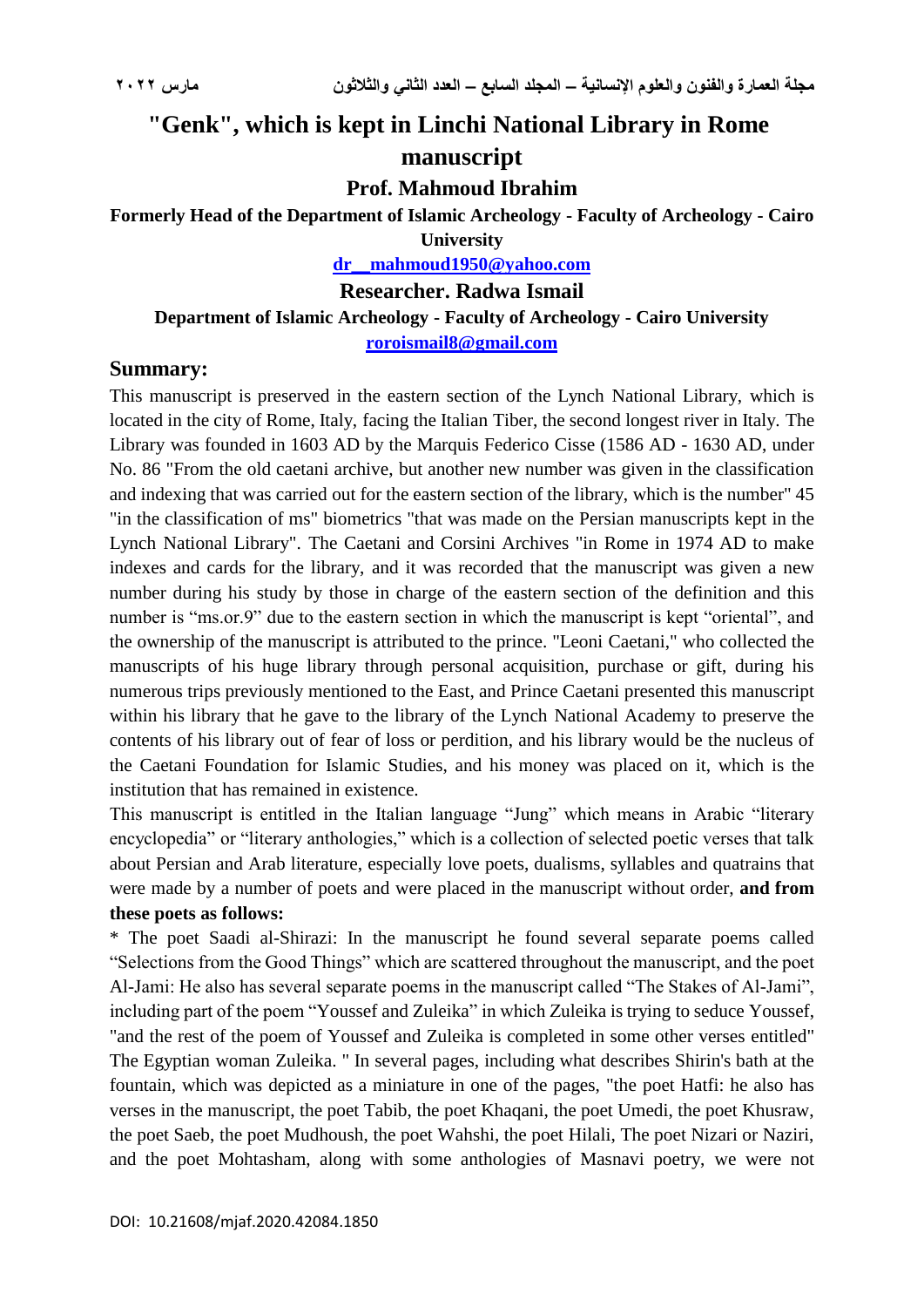# "Genk", which is kept in Linchi National Library in Rome manuscript

### Prof. Mahmoud Ibrahim

**Formerly Head of the Department of Islamic Archeology - Faculty of Archeology - Cairo University**

**dr__mahmoud1950@yahoo.com**

### Researcher. Radwa Ismail

**Department of Islamic Archeology - Faculty of Archeology - Cairo University**

**roroismail8@gmail.com**

## Summary:

This manuscript is preserved in the eastern section of the Lynch National Library, which is located in the city of Rome, Italy, facing the Italian Tiber, the second longest river in Italy. The Library was founded in 1603 AD by the Marquis Federico Cisse (1586 AD - 1630 AD, under No. 86 "From the old caetani archive, but another new number was given in the classification and indexing that was carried out for the eastern section of the library, which is the number" 45 "in the classification of ms" biometrics "that was made on the Persian manuscripts kept in the Lynch National Library". The Caetani and Corsini Archives "in Rome in 1974 AD to make indexes and cards for the library, and it was recorded that the manuscript was given a new number during his study by those in charge of the eastern section of the definition and this number is "ms.or.9" due to the eastern section in which the manuscript is kept "oriental", and the ownership of the manuscript is attributed to the prince. "Leoni Caetani," who collected the manuscripts of his huge library through personal acquisition, purchase or gift, during his numerous trips previously mentioned to the East, and Prince Caetani presented this manuscript within his library that he gave to the library of the Lynch National Academy to preserve the contents of his library out of fear of loss or perdition, and his library would be the nucleus of the Caetani Foundation for Islamic Studies, and his money was placed on it, which is the institution that has remained in existence.

This manuscript is entitled in the Italian language "Jung" which means in Arabic "literary encyclopedia" or "literary anthologies," which is a collection of selected poetic verses that talk about Persian and Arab literature, especially love poets, dualisms, syllables and quatrains that were made by a number of poets and were placed in the manuscript without order, **and from these poets as follows:**

* The poet Saadi al-Shirazi: In the manuscript he found several separate poems called "Selections from the Good Things" which are scattered throughout the manuscript, and the poet Al-Jami: He also has several separate poems in the manuscript called "The Stakes of Al-Jami", including part of the poem "Youssef and Zuleika" in which Zuleika is trying to seduce Youssef, "and the rest of the poem of Youssef and Zuleika is completed in some other verses entitled" The Egyptian woman Zuleika. " In several pages, including what describes Shirin's bath at the fountain, which was depicted as a miniature in one of the pages, "the poet Hatfi: he also has verses in the manuscript, the poet Tabib, the poet Khaqani, the poet Umedi, the poet Khusraw, the poet Saeb, the poet Mudhoush, the poet Wahshi, the poet Hilali, The poet Nizari or Naziri, and the poet Mohtasham, along with some anthologies of Masnavi poetry, we were not

DOI: 10.21608/mjaf.2020.42084.1850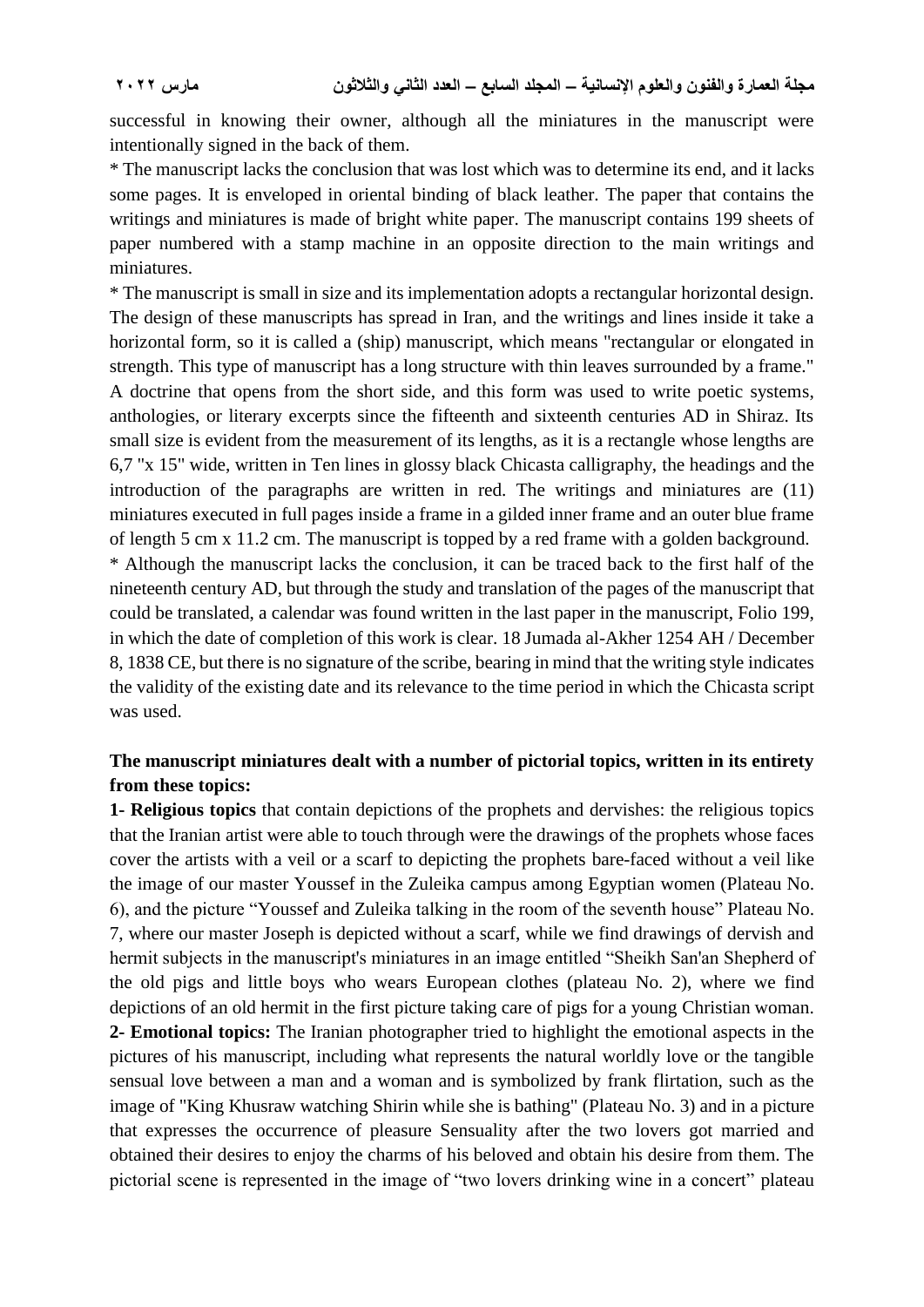successful in knowing their owner, although all the miniatures in the manuscript were intentionally signed in the back of them.

* The manuscript lacks the conclusion that was lost which was to determine its end, and it lacks some pages. It is enveloped in oriental binding of black leather. The paper that contains the writings and miniatures is made of bright white paper. The manuscript contains 199 sheets of paper numbered with a stamp machine in an opposite direction to the main writings and miniatures.

* The manuscript is small in size and its implementation adopts a rectangular horizontal design. The design of these manuscripts has spread in Iran, and the writings and lines inside it take a horizontal form, so it is called a (ship) manuscript, which means "rectangular or elongated in strength. This type of manuscript has a long structure with thin leaves surrounded by a frame." A doctrine that opens from the short side, and this form was used to write poetic systems, anthologies, or literary excerpts since the fifteenth and sixteenth centuries AD in Shiraz. Its small size is evident from the measurement of its lengths, as it is a rectangle whose lengths are 6,7 "x 15" wide, written in Ten lines in glossy black Chicasta calligraphy, the headings and the introduction of the paragraphs are written in red. The writings and miniatures are (11) miniatures executed in full pages inside a frame in a gilded inner frame and an outer blue frame of length 5 cm x 11.2 cm. The manuscript is topped by a red frame with a golden background.

* Although the manuscript lacks the conclusion, it can be traced back to the first half of the nineteenth century AD, but through the study and translation of the pages of the manuscript that could be translated, a calendar was found written in the last paper in the manuscript, Folio 199, in which the date of completion of this work is clear. 18 Jumada al-Akher 1254 AH / December 8, 1838 CE, but there is no signature of the scribe, bearing in mind that the writing style indicates the validity of the existing date and its relevance to the time period in which the Chicasta script was used.

**The manuscript miniatures dealt with a number of pictorial topics, written in its entirety from these topics:**

**1- Religious topics** that contain depictions of the prophets and dervishes: the religious topics that the Iranian artist were able to touch through were the drawings of the prophets whose faces cover the artists with a veil or a scarf to depicting the prophets bare-faced without a veil like the image of our master Youssef in the Zuleika campus among Egyptian women (Plateau No. 6), and the picture "Youssef and Zuleika talking in the room of the seventh house" Plateau No. 7, where our master Joseph is depicted without a scarf, while we find drawings of dervish and hermit subjects in the manuscript's miniatures in an image entitled "Sheikh San'an Shepherd of the old pigs and little boys who wears European clothes (plateau No. 2), where we find depictions of an old hermit in the first picture taking care of pigs for a young Christian woman.

**2- Emotional topics:** The Iranian photographer tried to highlight the emotional aspects in the pictures of his manuscript, including what represents the natural worldly love or the tangible sensual love between a man and a woman and is symbolized by frank flirtation, such as the image of "King Khusraw watching Shirin while she is bathing" (Plateau No. 3) and in a picture that expresses the occurrence of pleasure Sensuality after the two lovers got married and obtained their desires to enjoy the charms of his beloved and obtain his desire from them. The pictorial scene is represented in the image of "two lovers drinking wine in a concert" plateau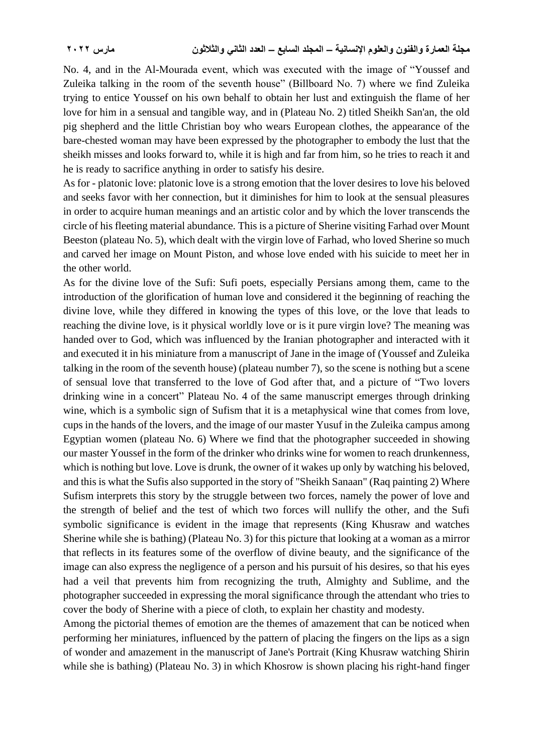No. 4, and in the Al-Mourada event, which was executed with the image of "Youssef and Zuleika talking in the room of the seventh house" (Billboard No. 7) where we find Zuleika trying to entice Youssef on his own behalf to obtain her lust and extinguish the flame of her love for him in a sensual and tangible way, and in (Plateau No. 2) titled Sheikh San'an, the old pig shepherd and the little Christian boy who wears European clothes, the appearance of the bare-chested woman may have been expressed by the photographer to embody the lust that the sheikh misses and looks forward to, while it is high and far from him, so he tries to reach it and he is ready to sacrifice anything in order to satisfy his desire.

As for - platonic love: platonic love is a strong emotion that the lover desires to love his beloved and seeks favor with her connection, but it diminishes for him to look at the sensual pleasures in order to acquire human meanings and an artistic color and by which the lover transcends the circle of his fleeting material abundance. This is a picture of Sherine visiting Farhad over Mount Beeston (plateau No. 5), which dealt with the virgin love of Farhad, who loved Sherine so much and carved her image on Mount Piston, and whose love ended with his suicide to meet her in the other world.

As for the divine love of the Sufi: Sufi poets, especially Persians among them, came to the introduction of the glorification of human love and considered it the beginning of reaching the divine love, while they differed in knowing the types of this love, or the love that leads to reaching the divine love, is it physical worldly love or is it pure virgin love? The meaning was handed over to God, which was influenced by the Iranian photographer and interacted with it and executed it in his miniature from a manuscript of Jane in the image of (Youssef and Zuleika talking in the room of the seventh house) (plateau number 7), so the scene is nothing but a scene of sensual love that transferred to the love of God after that, and a picture of "Two lovers drinking wine in a concert" Plateau No. 4 of the same manuscript emerges through drinking wine, which is a symbolic sign of Sufism that it is a metaphysical wine that comes from love, cups in the hands of the lovers, and the image of our master Yusuf in the Zuleika campus among Egyptian women (plateau No. 6) Where we find that the photographer succeeded in showing our master Youssef in the form of the drinker who drinks wine for women to reach drunkenness, which is nothing but love. Love is drunk, the owner of it wakes up only by watching his beloved, and this is what the Sufis also supported in the story of "Sheikh Sanaan" (Raq painting 2) Where Sufism interprets this story by the struggle between two forces, namely the power of love and the strength of belief and the test of which two forces will nullify the other, and the Sufi symbolic significance is evident in the image that represents (King Khusraw and watches Sherine while she is bathing) (Plateau No. 3) for this picture that looking at a woman as a mirror that reflects in its features some of the overflow of divine beauty, and the significance of the image can also express the negligence of a person and his pursuit of his desires, so that his eyes had a veil that prevents him from recognizing the truth, Almighty and Sublime, and the photographer succeeded in expressing the moral significance through the attendant who tries to cover the body of Sherine with a piece of cloth, to explain her chastity and modesty.

Among the pictorial themes of emotion are the themes of amazement that can be noticed when performing her miniatures, influenced by the pattern of placing the fingers on the lips as a sign of wonder and amazement in the manuscript of Jane's Portrait (King Khusraw watching Shirin while she is bathing) (Plateau No. 3) in which Khosrow is shown placing his right-hand finger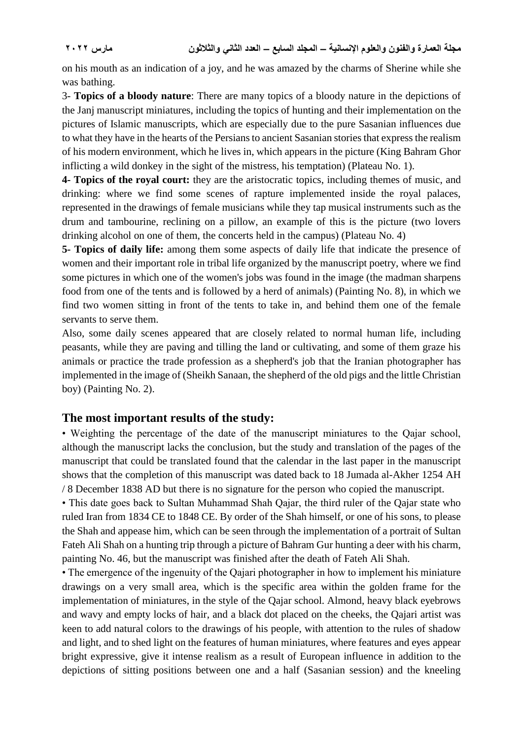on his mouth as an indication of a joy, and he was amazed by the charms of Sherine while she was bathing.

3- **Topics of a bloody nature**: There are many topics of a bloody nature in the depictions of the Janj manuscript miniatures, including the topics of hunting and their implementation on the pictures of Islamic manuscripts, which are especially due to the pure Sasanian influences due to what they have in the hearts of the Persians to ancient Sasanian stories that express the realism of his modern environment, which he lives in, which appears in the picture (King Bahram Ghor inflicting a wild donkey in the sight of the mistress, his temptation) (Plateau No. 1).

**4- Topics of the royal court:** they are the aristocratic topics, including themes of music, and drinking: where we find some scenes of rapture implemented inside the royal palaces, represented in the drawings of female musicians while they tap musical instruments such as the drum and tambourine, reclining on a pillow, an example of this is the picture (two lovers drinking alcohol on one of them, the concerts held in the campus) (Plateau No. 4)

**5- Topics of daily life:** among them some aspects of daily life that indicate the presence of women and their important role in tribal life organized by the manuscript poetry, where we find some pictures in which one of the women's jobs was found in the image (the madman sharpens food from one of the tents and is followed by a herd of animals) (Painting No. 8), in which we find two women sitting in front of the tents to take in, and behind them one of the female servants to serve them.

Also, some daily scenes appeared that are closely related to normal human life, including peasants, while they are paving and tilling the land or cultivating, and some of them graze his animals or practice the trade profession as a shepherd's job that the Iranian photographer has implemented in the image of (Sheikh Sanaan, the shepherd of the old pigs and the little Christian boy) (Painting No. 2).

## The most important results of the study:

- Weighting the percentage of the date of the manuscript miniatures to the Qajar school, although the manuscript lacks the conclusion, but the study and translation of the pages of the manuscript that could be translated found that the calendar in the last paper in the manuscript shows that the completion of this manuscript was dated back to 18 Jumada al-Akher 1254 AH / 8 December 1838 AD but there is no signature for the person who copied the manuscript.
- This date goes back to Sultan Muhammad Shah Qajar, the third ruler of the Qajar state who ruled Iran from 1834 CE to 1848 CE. By order of the Shah himself, or one of his sons, to please the Shah and appease him, which can be seen through the implementation of a portrait of Sultan Fateh Ali Shah on a hunting trip through a picture of Bahram Gur hunting a deer with his charm, painting No. 46, but the manuscript was finished after the death of Fateh Ali Shah.
- The emergence of the ingenuity of the Qajari photographer in how to implement his miniature drawings on a very small area, which is the specific area within the golden frame for the implementation of miniatures, in the style of the Qajar school. Almond, heavy black eyebrows and wavy and empty locks of hair, and a black dot placed on the cheeks, the Qajari artist was keen to add natural colors to the drawings of his people, with attention to the rules of shadow and light, and to shed light on the features of human miniatures, where features and eyes appear bright expressive, give it intense realism as a result of European influence in addition to the depictions of sitting positions between one and a half (Sasanian session) and the kneeling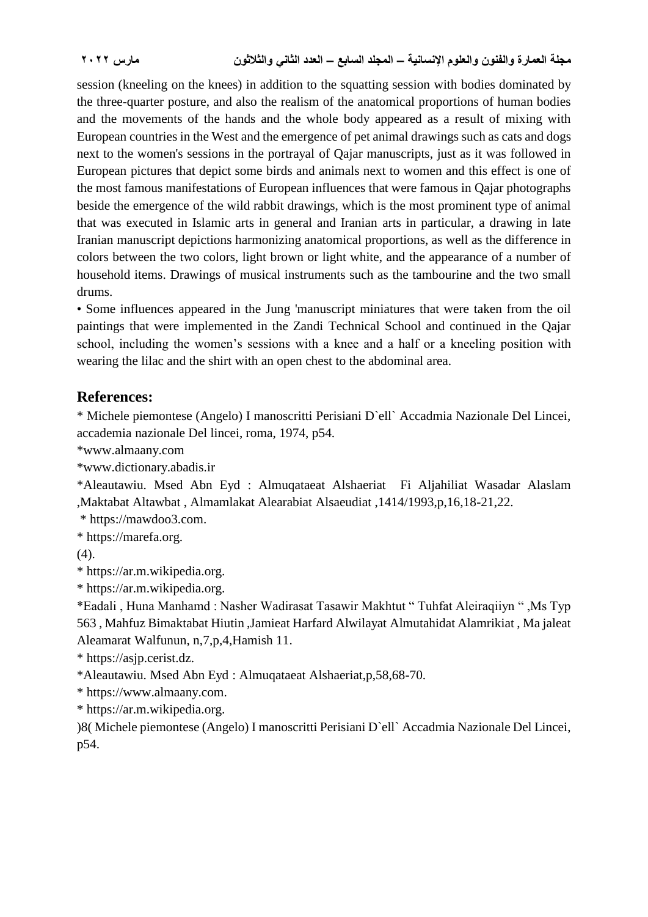session (kneeling on the knees) in addition to the squatting session with bodies dominated by the three-quarter posture, and also the realism of the anatomical proportions of human bodies and the movements of the hands and the whole body appeared as a result of mixing with European countries in the West and the emergence of pet animal drawings such as cats and dogs next to the women's sessions in the portrayal of Qajar manuscripts, just as it was followed in European pictures that depict some birds and animals next to women and this effect is one of the most famous manifestations of European influences that were famous in Qajar photographs beside the emergence of the wild rabbit drawings, which is the most prominent type of animal that was executed in Islamic arts in general and Iranian arts in particular, a drawing in late Iranian manuscript depictions harmonizing anatomical proportions, as well as the difference in colors between the two colors, light brown or light white, and the appearance of a number of household items. Drawings of musical instruments such as the tambourine and the two small drums.

• Some influences appeared in the Jung 'manuscript miniatures that were taken from the oil paintings that were implemented in the Zandi Technical School and continued in the Qajar school, including the women's sessions with a knee and a half or a kneeling position with wearing the lilac and the shirt with an open chest to the abdominal area.

## References:

* Michele piemontese (Angelo) I manoscritti Perisiani D`ell` Accadmia Nazionale Del Lincei, accademia nazionale Del lincei, roma, 1974, p54.

*www.almaany.com

*www.dictionary.abadis.ir

*Aleautawiu. Msed Abn Eyd : Almuqataeat Alshaeriat Fi Aljahiliat Wasadar Alaslam ,Maktabat Altawbat , Almamlakat Alearabiat Alsaeudiat ,1414/1993,p,16,18-21,22.

* https://mawdoo3.com.

* https://marefa.org.

(4).

* https://ar.m.wikipedia.org.

* https://ar.m.wikipedia.org.

*Eadali , Huna Manhamd : Nasher Wadirasat Tasawir Makhtut " Tuhfat Aleiraqiiyn " ,Ms Typ 563 , Mahfuz Bimaktabat Hiutin ,Jamieat Harfard Alwilayat Almutahidat Alamrikiat , Ma jaleat Aleamarat Walfunun, n,7,p,4,Hamish 11.

* https://asjp.cerist.dz.

*Aleautawiu. Msed Abn Eyd : Almuqataeat Alshaeriat,p,58,68-70.

* https://www.almaany.com.

* https://ar.m.wikipedia.org.

)8( Michele piemontese (Angelo) I manoscritti Perisiani D`ell` Accadmia Nazionale Del Lincei, p54.